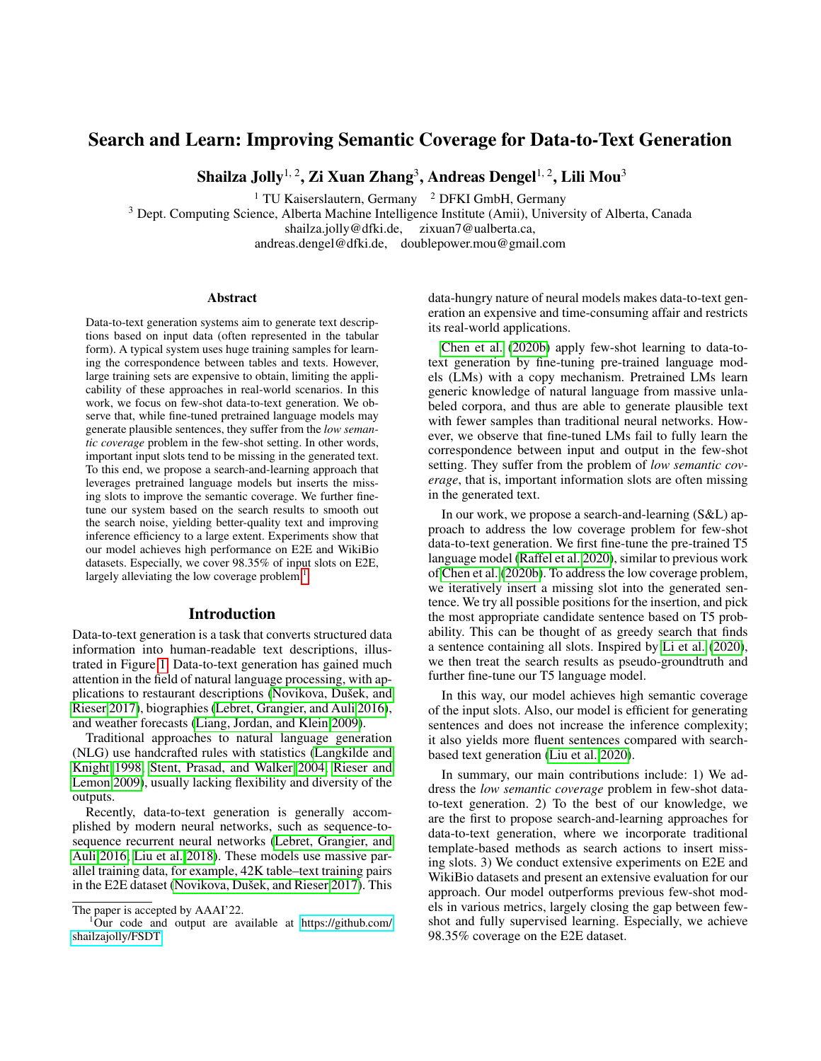# Search and Learn: Improving Semantic Coverage for Data-to-Text Generation

**Shailza Jolly**[1, 2], **Zi Xuan Zhang**[3], **Andreas Dengel**[1, 2], **Lili Mou**[3]

[1] TU Kaiserslautern, Germany [2] DFKI GmbH, Germany
[3] Dept. Computing Science, Alberta Machine Intelligence Institute (Amii), University of Alberta, Canada
shailza.jolly@dfki.de, zixuan7@ualberta.ca,
andreas.dengel@dfki.de, doublepower.mou@gmail.com

## Abstract

Data-to-text generation systems aim to generate text descriptions based on input data (often represented in the tabular form). A typical system uses huge training samples for learning the correspondence between tables and texts. However, large training sets are expensive to obtain, limiting the applicability of these approaches in real-world scenarios. In this work, we focus on few-shot data-to-text generation. We observe that, while fine-tuned pretrained language models may generate plausible sentences, they suffer from the *low semantic coverage* problem in the few-shot setting. In other words, important input slots tend to be missing in the generated text. To this end, we propose a search-and-learning approach that leverages pretrained language models but inserts the missing slots to improve the semantic coverage. We further fine-tune our system based on the search results to smooth out the search noise, yielding better-quality text and improving inference efficiency to a large extent. Experiments show that our model achieves high performance on E2E and WikiBio datasets. Especially, we cover 98.35% of input slots on E2E, largely alleviating the low coverage problem.[1]

## Introduction

Data-to-text generation is a task that converts structured data information into human-readable text descriptions, illustrated in Figure 1. Data-to-text generation has gained much attention in the field of natural language processing, with applications to restaurant descriptions (Novikova, Dušek, and Rieser 2017), biographies (Lebret, Grangier, and Auli 2016), and weather forecasts (Liang, Jordan, and Klein 2009).

Traditional approaches to natural language generation (NLG) use handcrafted rules with statistics (Langkilde and Knight 1998; Stent, Prasad, and Walker 2004; Rieser and Lemon 2009), usually lacking flexibility and diversity of the outputs.

Recently, data-to-text generation is generally accomplished by modern neural networks, such as sequence-to-sequence recurrent neural networks (Lebret, Grangier, and Auli 2016; Liu et al. 2018). These models use massive parallel training data, for example, 42K table–text training pairs in the E2E dataset (Novikova, Dušek, and Rieser 2017). This data-hungry nature of neural models makes data-to-text generation an expensive and time-consuming affair and restricts its real-world applications.

Chen et al. (2020b) apply few-shot learning to data-to-text generation by fine-tuning pre-trained language models (LMs) with a copy mechanism. Pretrained LMs learn generic knowledge of natural language from massive unlabeled corpora, and thus are able to generate plausible text with fewer samples than traditional neural networks. However, we observe that fine-tuned LMs fail to fully learn the correspondence between input and output in the few-shot setting. They suffer from the problem of *low semantic coverage*, that is, important information slots are often missing in the generated text.

In our work, we propose a search-and-learning (S&L) approach to address the low coverage problem for few-shot data-to-text generation. We first fine-tune the pre-trained T5 language model (Raffel et al. 2020), similar to previous work of Chen et al. (2020b). To address the low coverage problem, we iteratively insert a missing slot into the generated sentence. We try all possible positions for the insertion, and pick the most appropriate candidate sentence based on T5 probability. This can be thought of as greedy search that finds a sentence containing all slots. Inspired by Li et al. (2020), we then treat the search results as pseudo-groundtruth and further fine-tune our T5 language model.

In this way, our model achieves high semantic coverage of the input slots. Also, our model is efficient for generating sentences and does not increase the inference complexity; it also yields more fluent sentences compared with search-based text generation (Liu et al. 2020).

In summary, our main contributions include: 1) We address the *low semantic coverage* problem in few-shot data-to-text generation. 2) To the best of our knowledge, we are the first to propose search-and-learning approaches for data-to-text generation, where we incorporate traditional template-based methods as search actions to insert missing slots. 3) We conduct extensive experiments on E2E and WikiBio datasets and present an extensive evaluation for our approach. Our model outperforms previous few-shot models in various metrics, largely closing the gap between few-shot and fully supervised learning. Especially, we achieve 98.35% coverage on the E2E dataset.

The paper is accepted by AAAI'22.

[1] Our code and output are available at https://github.com/shailzajolly/FSDT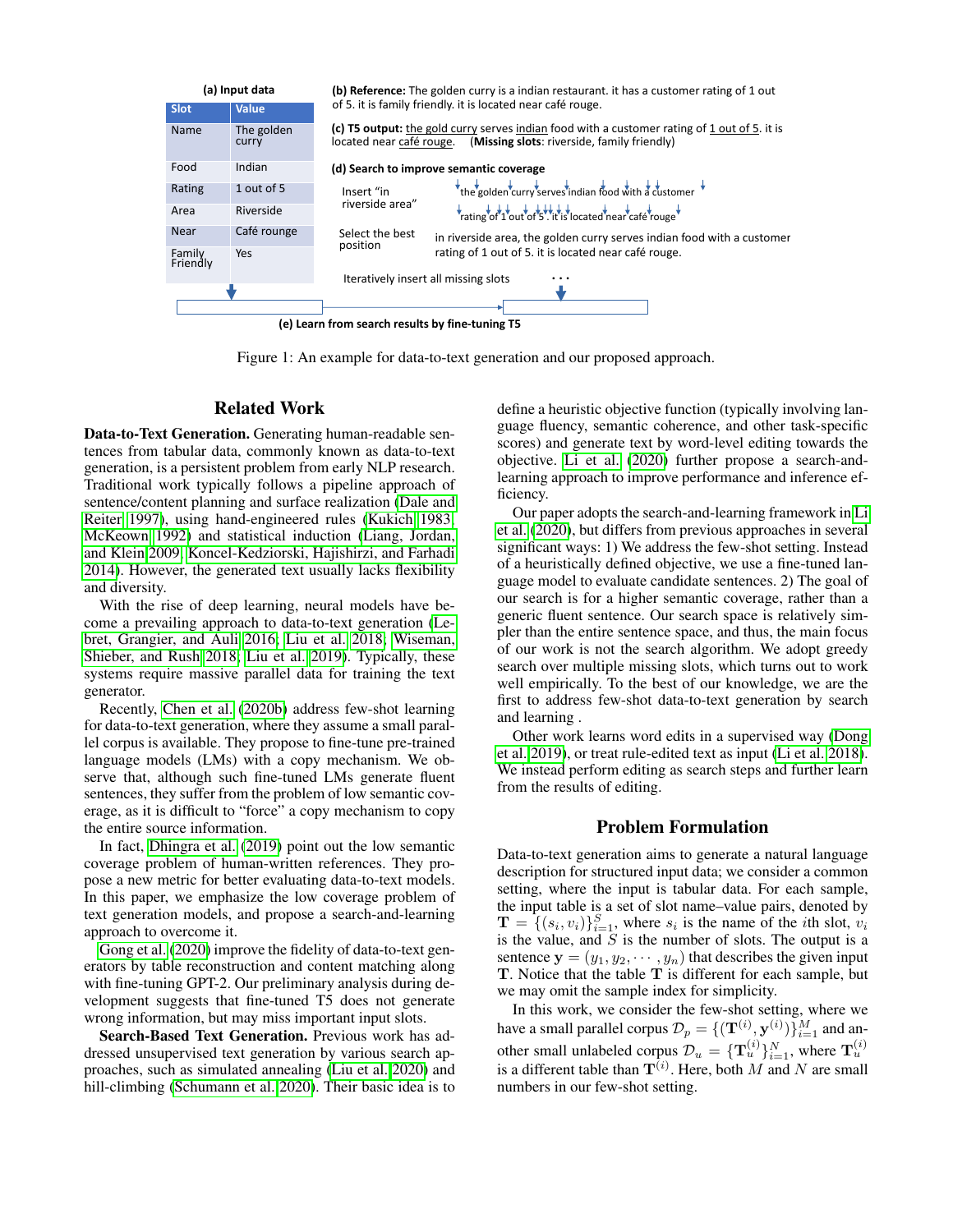**(a) Input data**

| Slot | Value |
|---|---|
| Name | The golden curry |
| Food | Indian |
| Rating | 1 out of 5 |
| Area | Riverside |
| Near | Café rounge |
| Family Friendly | Yes |

**(b) Reference:** The golden curry is a indian restaurant. it has a customer rating of 1 out of 5. it is family friendly. it is located near café rouge.

**(c) T5 output:** the gold curry serves indian food with a customer rating of 1 out of 5. it is located near café rouge. (**Missing slots**: riverside, family friendly)

**(d) Search to improve semantic coverage**

Insert "in riverside area" — the golden curry serves indian food with a customer rating of 1 out of 5 . it is located near café rouge

Select the best position — in riverside area, the golden curry serves indian food with a customer rating of 1 out of 5. it is located near café rouge.

Iteratively insert all missing slots . . .

**(e) Learn from search results by fine-tuning T5**

Figure 1: An example for data-to-text generation and our proposed approach.

## Related Work

**Data-to-Text Generation.** Generating human-readable sentences from tabular data, commonly known as data-to-text generation, is a persistent problem from early NLP research. Traditional work typically follows a pipeline approach of sentence/content planning and surface realization (Dale and Reiter 1997), using hand-engineered rules (Kukich 1983; McKeown 1992) and statistical induction (Liang, Jordan, and Klein 2009; Koncel-Kedziorski, Hajishirzi, and Farhadi 2014). However, the generated text usually lacks flexibility and diversity.

With the rise of deep learning, neural models have become a prevailing approach to data-to-text generation (Lebret, Grangier, and Auli 2016; Liu et al. 2018; Wiseman, Shieber, and Rush 2018; Liu et al. 2019). Typically, these systems require massive parallel data for training the text generator.

Recently, Chen et al. (2020b) address few-shot learning for data-to-text generation, where they assume a small parallel corpus is available. They propose to fine-tune pre-trained language models (LMs) with a copy mechanism. We observe that, although such fine-tuned LMs generate fluent sentences, they suffer from the problem of low semantic coverage, as it is difficult to "force" a copy mechanism to copy the entire source information.

In fact, Dhingra et al. (2019) point out the low semantic coverage problem of human-written references. They propose a new metric for better evaluating data-to-text models. In this paper, we emphasize the low coverage problem of text generation models, and propose a search-and-learning approach to overcome it.

Gong et al. (2020) improve the fidelity of data-to-text generators by table reconstruction and content matching along with fine-tuning GPT-2. Our preliminary analysis during development suggests that fine-tuned T5 does not generate wrong information, but may miss important input slots.

**Search-Based Text Generation.** Previous work has addressed unsupervised text generation by various search approaches, such as simulated annealing (Liu et al. 2020) and hill-climbing (Schumann et al. 2020). Their basic idea is to define a heuristic objective function (typically involving language fluency, semantic coherence, and other task-specific scores) and generate text by word-level editing towards the objective. Li et al. (2020) further propose a search-and-learning approach to improve performance and inference efficiency.

Our paper adopts the search-and-learning framework in Li et al. (2020), but differs from previous approaches in several significant ways: 1) We address the few-shot setting. Instead of a heuristically defined objective, we use a fine-tuned language model to evaluate candidate sentences. 2) The goal of our search is for a higher semantic coverage, rather than a generic fluent sentence. Our search space is relatively simpler than the entire sentence space, and thus, the main focus of our work is not the search algorithm. We adopt greedy search over multiple missing slots, which turns out to work well empirically. To the best of our knowledge, we are the first to address few-shot data-to-text generation by search and learning .

Other work learns word edits in a supervised way (Dong et al. 2019), or treat rule-edited text as input (Li et al. 2018). We instead perform editing as search steps and further learn from the results of editing.

## Problem Formulation

Data-to-text generation aims to generate a natural language description for structured input data; we consider a common setting, where the input is tabular data. For each sample, the input table is a set of slot name–value pairs, denoted by $\mathbf{T} = \{(s_i, v_i)\}_{i=1}^{S}$, where $s_i$ is the name of the $i$th slot, $v_i$ is the value, and $S$ is the number of slots. The output is a sentence $\mathbf{y} = (y_1, y_2, \cdots, y_n)$ that describes the given input $\mathbf{T}$. Notice that the table $\mathbf{T}$ is different for each sample, but we may omit the sample index for simplicity.

In this work, we consider the few-shot setting, where we have a small parallel corpus $\mathcal{D}_p = \{(\mathbf{T}^{(i)}, \mathbf{y}^{(i)})\}_{i=1}^{M}$ and another small unlabeled corpus $\mathcal{D}_u = \{\mathbf{T}_u^{(i)}\}_{i=1}^{N}$, where $\mathbf{T}_u^{(i)}$ is a different table than $\mathbf{T}^{(i)}$. Here, both $M$ and $N$ are small numbers in our few-shot setting.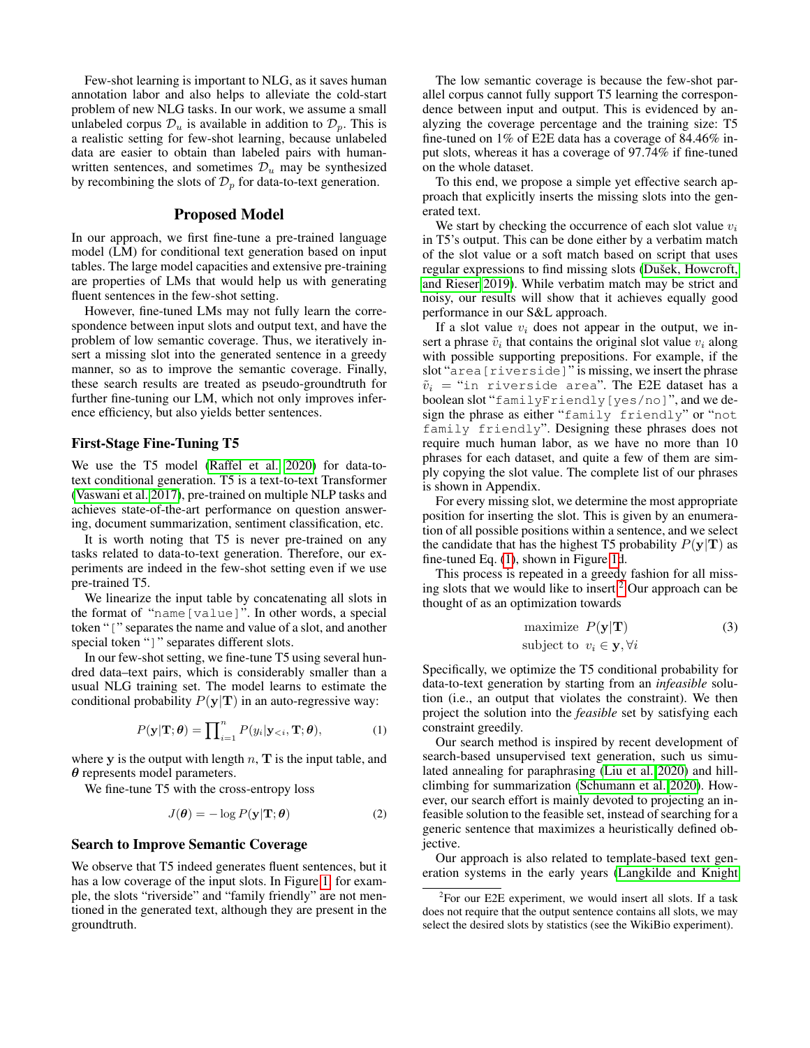Few-shot learning is important to NLG, as it saves human annotation labor and also helps to alleviate the cold-start problem of new NLG tasks. In our work, we assume a small unlabeled corpus $\mathcal{D}_u$ is available in addition to $\mathcal{D}_p$. This is a realistic setting for few-shot learning, because unlabeled data are easier to obtain than labeled pairs with human-written sentences, and sometimes $\mathcal{D}_u$ may be synthesized by recombining the slots of $\mathcal{D}_p$ for data-to-text generation.

## Proposed Model

In our approach, we first fine-tune a pre-trained language model (LM) for conditional text generation based on input tables. The large model capacities and extensive pre-training are properties of LMs that would help us with generating fluent sentences in the few-shot setting.

However, fine-tuned LMs may not fully learn the correspondence between input slots and output text, and have the problem of low semantic coverage. Thus, we iteratively insert a missing slot into the generated sentence in a greedy manner, so as to improve the semantic coverage. Finally, these search results are treated as pseudo-groundtruth for further fine-tuning our LM, which not only improves inference efficiency, but also yields better sentences.

### First-Stage Fine-Tuning T5

We use the T5 model (Raffel et al. 2020) for data-to-text conditional generation. T5 is a text-to-text Transformer (Vaswani et al. 2017), pre-trained on multiple NLP tasks and achieves state-of-the-art performance on question answering, document summarization, sentiment classification, etc.

It is worth noting that T5 is never pre-trained on any tasks related to data-to-text generation. Therefore, our experiments are indeed in the few-shot setting even if we use pre-trained T5.

We linearize the input table by concatenating all slots in the format of "`name[value]`". In other words, a special token "`[`" separates the name and value of a slot, and another special token "`]`" separates different slots.

In our few-shot setting, we fine-tune T5 using several hundred data–text pairs, which is considerably smaller than a usual NLG training set. The model learns to estimate the conditional probability $P(\mathbf{y}|\mathbf{T})$ in an auto-regressive way:

$$P(\mathbf{y}|\mathbf{T};\boldsymbol{\theta}) = \prod_{i=1}^{n} P(y_i|\mathbf{y}_{<i}, \mathbf{T}; \boldsymbol{\theta}), \tag{1}$$

where $\mathbf{y}$ is the output with length $n$, $\mathbf{T}$ is the input table, and $\boldsymbol{\theta}$ represents model parameters.

We fine-tune T5 with the cross-entropy loss

$$J(\boldsymbol{\theta}) = -\log P(\mathbf{y}|\mathbf{T};\boldsymbol{\theta}) \tag{2}$$

### Search to Improve Semantic Coverage

We observe that T5 indeed generates fluent sentences, but it has a low coverage of the input slots. In Figure 1, for example, the slots "riverside" and "family friendly" are not mentioned in the generated text, although they are present in the groundtruth.

The low semantic coverage is because the few-shot parallel corpus cannot fully support T5 learning the correspondence between input and output. This is evidenced by analyzing the coverage percentage and the training size: T5 fine-tuned on 1% of E2E data has a coverage of 84.46% input slots, whereas it has a coverage of 97.74% if fine-tuned on the whole dataset.

To this end, we propose a simple yet effective search approach that explicitly inserts the missing slots into the generated text.

We start by checking the occurrence of each slot value $v_i$ in T5's output. This can be done either by a verbatim match of the slot value or a soft match based on script that uses regular expressions to find missing slots (Dušek, Howcroft, and Rieser 2019). While verbatim match may be strict and noisy, our results will show that it achieves equally good performance in our S&L approach.

If a slot value $v_i$ does not appear in the output, we insert a phrase $\tilde{v}_i$ that contains the original slot value $v_i$ along with possible supporting prepositions. For example, if the slot "`area[riverside]`" is missing, we insert the phrase $\tilde{v}_i$ = "`in riverside area`". The E2E dataset has a boolean slot "`familyFriendly[yes/no]`", and we design the phrase as either "`family friendly`" or "`not family friendly`". Designing these phrases does not require much human labor, as we have no more than 10 phrases for each dataset, and quite a few of them are simply copying the slot value. The complete list of our phrases is shown in Appendix.

For every missing slot, we determine the most appropriate position for inserting the slot. This is given by an enumeration of all possible positions within a sentence, and we select the candidate that has the highest T5 probability $P(\mathbf{y}|\mathbf{T})$ as fine-tuned Eq. (1), shown in Figure 1d.

This process is repeated in a greedy fashion for all missing slots that we would like to insert.[2] Our approach can be thought of as an optimization towards

$$\begin{aligned} &\text{maximize } \; P(\mathbf{y}|\mathbf{T}) \\ &\text{subject to } \; v_i \in \mathbf{y}, \forall i \end{aligned} \tag{3}$$

Specifically, we optimize the T5 conditional probability for data-to-text generation by starting from an *infeasible* solution (i.e., an output that violates the constraint). We then project the solution into the *feasible* set by satisfying each constraint greedily.

Our search method is inspired by recent development of search-based unsupervised text generation, such us simulated annealing for paraphrasing (Liu et al. 2020) and hill-climbing for summarization (Schumann et al. 2020). However, our search effort is mainly devoted to projecting an infeasible solution to the feasible set, instead of searching for a generic sentence that maximizes a heuristically defined objective.

Our approach is also related to template-based text generation systems in the early years (Langkilde and Knight

---

[2] For our E2E experiment, we would insert all slots. If a task does not require that the output sentence contains all slots, we may select the desired slots by statistics (see the WikiBio experiment).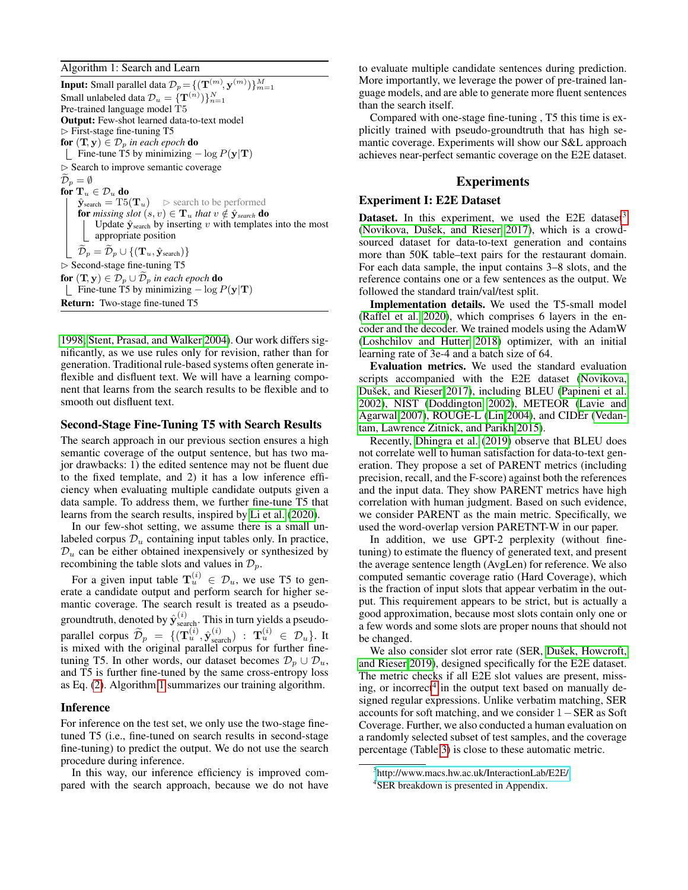**Algorithm 1: Search and Learn**

**Input:** Small parallel data $\mathcal{D}_p = \{(\mathbf{T}^{(m)}, \mathbf{y}^{(m)})\}_{m=1}^{M}$
Small unlabeled data $\mathcal{D}_u = \{\mathbf{T}^{(n)}\}_{n=1}^{N}$
Pre-trained language model T5
**Output:** Few-shot learned data-to-text model
▷ First-stage fine-tuning T5
**for** $(\mathbf{T}, \mathbf{y}) \in \mathcal{D}_p$ *in each epoch* **do**
  Fine-tune T5 by minimizing $-\log P(\mathbf{y}|\mathbf{T})$
▷ Search to improve semantic coverage
$\widetilde{\mathcal{D}}_p = \emptyset$
**for** $\mathbf{T}_u \in \mathcal{D}_u$ **do**
  $\hat{\mathbf{y}}_{\text{search}} = \text{T5}(\mathbf{T}_u)$   ▷ search to be performed
  **for** *missing slot* $(s, v) \in \mathbf{T}_u$ *that* $v \notin \hat{\mathbf{y}}_{\textit{search}}$ **do**
    Update $\hat{\mathbf{y}}_{\text{search}}$ by inserting $v$ with templates into the most appropriate position
  $\widetilde{\mathcal{D}}_p = \widetilde{\mathcal{D}}_p \cup \{(\mathbf{T}_u, \hat{\mathbf{y}}_{\text{search}})\}$
▷ Second-stage fine-tuning T5
**for** $(\mathbf{T}, \mathbf{y}) \in \mathcal{D}_p \cup \widetilde{\mathcal{D}}_p$ *in each epoch* **do**
  Fine-tune T5 by minimizing $-\log P(\mathbf{y}|\mathbf{T})$
**Return:** Two-stage fine-tuned T5

1998; Stent, Prasad, and Walker 2004). Our work differs significantly, as we use rules only for revision, rather than for generation. Traditional rule-based systems often generate inflexible and disfluent text. We will have a learning component that learns from the search results to be flexible and to smooth out disfluent text.

## Second-Stage Fine-Tuning T5 with Search Results

The search approach in our previous section ensures a high semantic coverage of the output sentence, but has two major drawbacks: 1) the edited sentence may not be fluent due to the fixed template, and 2) it has a low inference efficiency when evaluating multiple candidate outputs given a data sample. To address them, we further fine-tune T5 that learns from the search results, inspired by Li et al. (2020).

In our few-shot setting, we assume there is a small unlabeled corpus $\mathcal{D}_u$ containing input tables only. In practice, $\mathcal{D}_u$ can be either obtained inexpensively or synthesized by recombining the table slots and values in $\mathcal{D}_p$.

For a given input table $\mathbf{T}_u^{(i)} \in \mathcal{D}_u$, we use T5 to generate a candidate output and perform search for higher semantic coverage. The search result is treated as a pseudo-groundtruth, denoted by $\hat{\mathbf{y}}_{\text{search}}^{(i)}$. This in turn yields a pseudo-parallel corpus $\widetilde{\mathcal{D}}_p = \{(\mathbf{T}_u^{(i)}, \hat{\mathbf{y}}_{\text{search}}^{(i)}) : \mathbf{T}_u^{(i)} \in \mathcal{D}_u\}$. It is mixed with the original parallel corpus for further fine-tuning T5. In other words, our dataset becomes $\mathcal{D}_p \cup \mathcal{D}_u$, and T5 is further fine-tuned by the same cross-entropy loss as Eq. (2). Algorithm 1 summarizes our training algorithm.

## Inference

For inference on the test set, we only use the two-stage fine-tuned T5 (i.e., fine-tuned on search results in second-stage fine-tuning) to predict the output. We do not use the search procedure during inference.

In this way, our inference efficiency is improved compared with the search approach, because we do not have to evaluate multiple candidate sentences during prediction. More importantly, we leverage the power of pre-trained language models, and are able to generate more fluent sentences than the search itself.

Compared with one-stage fine-tuning , T5 this time is explicitly trained with pseudo-groundtruth that has high semantic coverage. Experiments will show our S&L approach achieves near-perfect semantic coverage on the E2E dataset.

# Experiments

## Experiment I: E2E Dataset

**Dataset.** In this experiment, we used the E2E dataset[3] (Novikova, Dušek, and Rieser 2017), which is a crowd-sourced dataset for data-to-text generation and contains more than 50K table–text pairs for the restaurant domain. For each data sample, the input contains 3–8 slots, and the reference contains one or a few sentences as the output. We followed the standard train/val/test split.

**Implementation details.** We used the T5-small model (Raffel et al. 2020), which comprises 6 layers in the encoder and the decoder. We trained models using the AdamW (Loshchilov and Hutter 2018) optimizer, with an initial learning rate of 3e-4 and a batch size of 64.

**Evaluation metrics.** We used the standard evaluation scripts accompanied with the E2E dataset (Novikova, Dušek, and Rieser 2017), including BLEU (Papineni et al. 2002), NIST (Doddington 2002), METEOR (Lavie and Agarwal 2007), ROUGE-L (Lin 2004), and CIDEr (Vedantam, Lawrence Zitnick, and Parikh 2015).

Recently, Dhingra et al. (2019) observe that BLEU does not correlate well to human satisfaction for data-to-text generation. They propose a set of PARENT metrics (including precision, recall, and the F-score) against both the references and the input data. They show PARENT metrics have high correlation with human judgment. Based on such evidence, we consider PARENT as the main metric. Specifically, we used the word-overlap version PARETNT-W in our paper.

In addition, we use GPT-2 perplexity (without fine-tuning) to estimate the fluency of generated text, and present the average sentence length (AvgLen) for reference. We also computed semantic coverage ratio (Hard Coverage), which is the fraction of input slots that appear verbatim in the output. This requirement appears to be strict, but is actually a good approximation, because most slots contain only one or a few words and some slots are proper nouns that should not be changed.

We also consider slot error rate (SER, Dušek, Howcroft, and Rieser 2019), designed specifically for the E2E dataset. The metric checks if all E2E slot values are present, missing, or incorrect[4] in the output text based on manually designed regular expressions. Unlike verbatim matching, SER accounts for soft matching, and we consider $1 - \text{SER}$ as Soft Coverage. Further, we also conducted a human evaluation on a randomly selected subset of test samples, and the coverage percentage (Table 3) is close to these automatic metric.

[3] http://www.macs.hw.ac.uk/InteractionLab/E2E/
[4] SER breakdown is presented in Appendix.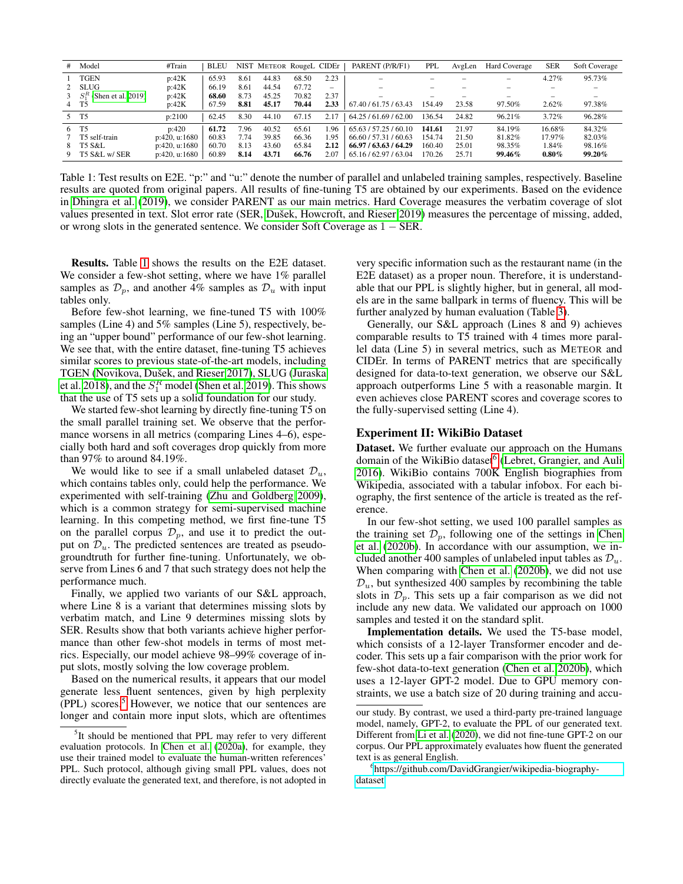| # | Model | #Train | BLEU | NIST | METEOR | RougeL | CIDEr | PARENT (P/R/F1) | PPL | AvgLen | Hard Coverage | SER | Soft Coverage |
|---|---|---|---|---|---|---|---|---|---|---|---|---|---|
| 1 | TGEN | p:42K | 65.93 | 8.61 | 44.83 | 68.50 | 2.23 | – | – | – | – | 4.27% | 95.73% |
| 2 | SLUG | p:42K | 66.19 | 8.61 | 44.54 | 67.72 | – | – | – | – | – | – | – |
| 3 | $S_1^R$ (Shen et al. 2019) | p:42K | **68.60** | 8.73 | 45.25 | 70.82 | 2.37 | – | – | – | – | – | – |
| 4 | T5 | p:42K | 67.59 | **8.81** | **45.17** | **70.44** | **2.33** | 67.40 / 61.75 / 63.43 | 154.49 | 23.58 | 97.50% | 2.62% | 97.38% |
| 5 | T5 | p:2100 | 62.45 | 8.30 | 44.10 | 67.15 | 2.17 | 64.25 / 61.69 / 62.00 | 136.54 | 24.82 | 96.21% | 3.72% | 96.28% |
| 6 | T5 | p:420 | **61.72** | 7.96 | 40.52 | 65.61 | 1.96 | 65.63 / 57.25 / 60.10 | **141.61** | 21.97 | 84.19% | 16.68% | 84.32% |
| 7 | T5 self-train | p:420, u:1680 | 60.83 | 7.74 | 39.85 | 66.36 | 1.95 | 66.60 / 57.31 / 60.63 | 154.74 | 21.50 | 81.82% | 17.97% | 82.03% |
| 8 | T5 S&L | p:420, u:1680 | 60.70 | 8.13 | 43.60 | 65.84 | **2.12** | **66.97 / 63.63 / 64.29** | 160.40 | 25.01 | 98.35% | 1.84% | 98.16% |
| 9 | T5 S&L w/ SER | p:420, u:1680 | 60.89 | **8.14** | **43.71** | **66.76** | 2.07 | 65.16 / 62.97 / 63.04 | 170.26 | 25.71 | **99.46%** | **0.80%** | **99.20%** |

Table 1: Test results on E2E. "p:" and "u:" denote the number of parallel and unlabeled training samples, respectively. Baseline results are quoted from original papers. All results of fine-tuning T5 are obtained by our experiments. Based on the evidence in Dhingra et al. (2019), we consider PARENT as our main metrics. Hard Coverage measures the verbatim coverage of slot values presented in text. Slot error rate (SER, Dušek, Howcroft, and Rieser 2019) measures the percentage of missing, added, or wrong slots in the generated sentence. We consider Soft Coverage as $1 - \text{SER}$.

**Results.** Table 1 shows the results on the E2E dataset. We consider a few-shot setting, where we have 1% parallel samples as $\mathcal{D}_p$, and another 4% samples as $\mathcal{D}_u$ with input tables only.

Before few-shot learning, we fine-tuned T5 with 100% samples (Line 4) and 5% samples (Line 5), respectively, being an "upper bound" performance of our few-shot learning. We see that, with the entire dataset, fine-tuning T5 achieves similar scores to previous state-of-the-art models, including TGEN (Novikova, Dušek, and Rieser 2017), SLUG (Juraska et al. 2018), and the $S_1^R$ model (Shen et al. 2019). This shows that the use of T5 sets up a solid foundation for our study.

We started few-shot learning by directly fine-tuning T5 on the small parallel training set. We observe that the performance worsens in all metrics (comparing Lines 4–6), especially both hard and soft coverages drop quickly from more than 97% to around 84.19%.

We would like to see if a small unlabeled dataset $\mathcal{D}_u$, which contains tables only, could help the performance. We experimented with self-training (Zhu and Goldberg 2009), which is a common strategy for semi-supervised machine learning. In this competing method, we first fine-tune T5 on the parallel corpus $\mathcal{D}_p$, and use it to predict the output on $\mathcal{D}_u$. The predicted sentences are treated as pseudo-groundtruth for further fine-tuning. Unfortunately, we observe from Lines 6 and 7 that such strategy does not help the performance much.

Finally, we applied two variants of our S&L approach, where Line 8 is a variant that determines missing slots by verbatim match, and Line 9 determines missing slots by SER. Results show that both variants achieve higher performance than other few-shot models in terms of most metrics. Especially, our model achieve 98–99% coverage of input slots, mostly solving the low coverage problem.

Based on the numerical results, it appears that our model generate less fluent sentences, given by high perplexity (PPL) scores.[5] However, we notice that our sentences are longer and contain more input slots, which are oftentimes very specific information such as the restaurant name (in the E2E dataset) as a proper noun. Therefore, it is understandable that our PPL is slightly higher, but in general, all models are in the same ballpark in terms of fluency. This will be further analyzed by human evaluation (Table 3).

Generally, our S&L approach (Lines 8 and 9) achieves comparable results to T5 trained with 4 times more parallel data (Line 5) in several metrics, such as METEOR and CIDEr. In terms of PARENT metrics that are specifically designed for data-to-text generation, we observe our S&L approach outperforms Line 5 with a reasonable margin. It even achieves close PARENT scores and coverage scores to the fully-supervised setting (Line 4).

## Experiment II: WikiBio Dataset

**Dataset.** We further evaluate our approach on the Humans domain of the WikiBio dataset[6] (Lebret, Grangier, and Auli 2016). WikiBio contains 700K English biographies from Wikipedia, associated with a tabular infobox. For each biography, the first sentence of the article is treated as the reference.

In our few-shot setting, we used 100 parallel samples as the training set $\mathcal{D}_p$, following one of the settings in Chen et al. (2020b). In accordance with our assumption, we included another 400 samples of unlabeled input tables as $\mathcal{D}_u$. When comparing with Chen et al. (2020b), we did not use $\mathcal{D}_u$, but synthesized 400 samples by recombining the table slots in $\mathcal{D}_p$. This sets up a fair comparison as we did not include any new data. We validated our approach on 1000 samples and tested it on the standard split.

**Implementation details.** We used the T5-base model, which consists of a 12-layer Transformer encoder and decoder. This sets up a fair comparison with the prior work for few-shot data-to-text generation (Chen et al. 2020b), which uses a 12-layer GPT-2 model. Due to GPU memory constraints, we use a batch size of 20 during training and accu-

[5] It should be mentioned that PPL may refer to very different evaluation protocols. In Chen et al. (2020a), for example, they use their trained model to evaluate the human-written references' PPL. Such protocol, although giving small PPL values, does not directly evaluate the generated text, and therefore, is not adopted in our study. By contrast, we used a third-party pre-trained language model, namely, GPT-2, to evaluate the PPL of our generated text. Different from Li et al. (2020), we did not fine-tune GPT-2 on our corpus. Our PPL approximately evaluates how fluent the generated text is as general English.

[6] https://github.com/DavidGrangier/wikipedia-biography-dataset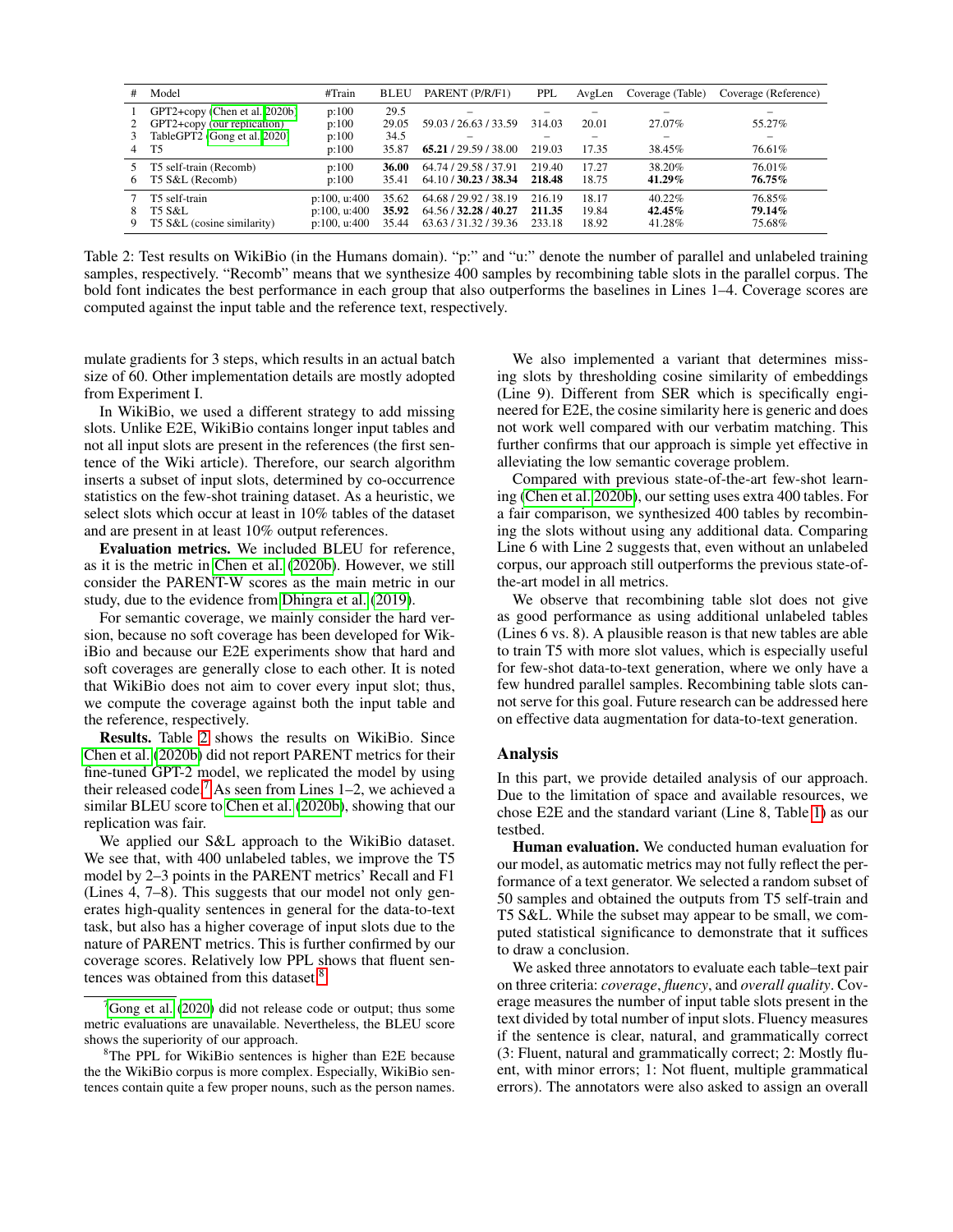| # | Model | #Train | BLEU | PARENT (P/R/F1) | PPL | AvgLen | Coverage (Table) | Coverage (Reference) |
|---|---|---|---|---|---|---|---|---|
| 1 | GPT2+copy (Chen et al. 2020b) | p:100 | 29.5 | – | – | – | – | – |
| 2 | GPT2+copy (our replication) | p:100 | 29.05 | 59.03 / 26.63 / 33.59 | 314.03 | 20.01 | 27.07% | 55.27% |
| 3 | TableGPT2 (Gong et al. 2020) | p:100 | 34.5 | – | – | – | – | – |
| 4 | T5 | p:100 | 35.87 | **65.21** / 29.59 / 38.00 | 219.03 | 17.35 | 38.45% | 76.61% |
| 5 | T5 self-train (Recomb) | p:100 | **36.00** | 64.74 / 29.58 / 37.91 | 219.40 | 17.27 | 38.20% | 76.01% |
| 6 | T5 S&L (Recomb) | p:100 | 35.41 | 64.10 / **30.23** / **38.34** | **218.48** | 18.75 | **41.29%** | **76.75%** |
| 7 | T5 self-train | p:100, u:400 | 35.62 | 64.68 / 29.92 / 38.19 | 216.19 | 18.17 | 40.22% | 76.85% |
| 8 | T5 S&L | p:100, u:400 | **35.92** | 64.56 / **32.28** / **40.27** | **211.35** | 19.84 | **42.45%** | **79.14%** |
| 9 | T5 S&L (cosine similarity) | p:100, u:400 | 35.44 | 63.63 / 31.32 / 39.36 | 233.18 | 18.92 | 41.28% | 75.68% |

Table 2: Test results on WikiBio (in the Humans domain). "p:" and "u:" denote the number of parallel and unlabeled training samples, respectively. "Recomb" means that we synthesize 400 samples by recombining table slots in the parallel corpus. The bold font indicates the best performance in each group that also outperforms the baselines in Lines 1–4. Coverage scores are computed against the input table and the reference text, respectively.

mulate gradients for 3 steps, which results in an actual batch size of 60. Other implementation details are mostly adopted from Experiment I.

In WikiBio, we used a different strategy to add missing slots. Unlike E2E, WikiBio contains longer input tables and not all input slots are present in the references (the first sentence of the Wiki article). Therefore, our search algorithm inserts a subset of input slots, determined by co-occurrence statistics on the few-shot training dataset. As a heuristic, we select slots which occur at least in 10% tables of the dataset and are present in at least 10% output references.

**Evaluation metrics.** We included BLEU for reference, as it is the metric in Chen et al. (2020b). However, we still consider the PARENT-W scores as the main metric in our study, due to the evidence from Dhingra et al. (2019).

For semantic coverage, we mainly consider the hard version, because no soft coverage has been developed for WikiBio and because our E2E experiments show that hard and soft coverages are generally close to each other. It is noted that WikiBio does not aim to cover every input slot; thus, we compute the coverage against both the input table and the reference, respectively.

**Results.** Table 2 shows the results on WikiBio. Since Chen et al. (2020b) did not report PARENT metrics for their fine-tuned GPT-2 model, we replicated the model by using their released code.[7] As seen from Lines 1–2, we achieved a similar BLEU score to Chen et al. (2020b), showing that our replication was fair.

We applied our S&L approach to the WikiBio dataset. We see that, with 400 unlabeled tables, we improve the T5 model by 2–3 points in the PARENT metrics' Recall and F1 (Lines 4, 7–8). This suggests that our model not only generates high-quality sentences in general for the data-to-text task, but also has a higher coverage of input slots due to the nature of PARENT metrics. This is further confirmed by our coverage scores. Relatively low PPL shows that fluent sentences was obtained from this dataset.[8]

[7] Gong et al. (2020) did not release code or output; thus some metric evaluations are unavailable. Nevertheless, the BLEU score shows the superiority of our approach.

[8] The PPL for WikiBio sentences is higher than E2E because the the WikiBio corpus is more complex. Especially, WikiBio sentences contain quite a few proper nouns, such as the person names.

We also implemented a variant that determines missing slots by thresholding cosine similarity of embeddings (Line 9). Different from SER which is specifically engineered for E2E, the cosine similarity here is generic and does not work well compared with our verbatim matching. This further confirms that our approach is simple yet effective in alleviating the low semantic coverage problem.

Compared with previous state-of-the-art few-shot learning (Chen et al. 2020b), our setting uses extra 400 tables. For a fair comparison, we synthesized 400 tables by recombining the slots without using any additional data. Comparing Line 6 with Line 2 suggests that, even without an unlabeled corpus, our approach still outperforms the previous state-of-the-art model in all metrics.

We observe that recombining table slot does not give as good performance as using additional unlabeled tables (Lines 6 vs. 8). A plausible reason is that new tables are able to train T5 with more slot values, which is especially useful for few-shot data-to-text generation, where we only have a few hundred parallel samples. Recombining table slots cannot serve for this goal. Future research can be addressed here on effective data augmentation for data-to-text generation.

## Analysis

In this part, we provide detailed analysis of our approach. Due to the limitation of space and available resources, we chose E2E and the standard variant (Line 8, Table 1) as our testbed.

**Human evaluation.** We conducted human evaluation for our model, as automatic metrics may not fully reflect the performance of a text generator. We selected a random subset of 50 samples and obtained the outputs from T5 self-train and T5 S&L. While the subset may appear to be small, we computed statistical significance to demonstrate that it suffices to draw a conclusion.

We asked three annotators to evaluate each table–text pair on three criteria: *coverage*, *fluency*, and *overall quality*. Coverage measures the number of input table slots present in the text divided by total number of input slots. Fluency measures if the sentence is clear, natural, and grammatically correct (3: Fluent, natural and grammatically correct; 2: Mostly fluent, with minor errors; 1: Not fluent, multiple grammatical errors). The annotators were also asked to assign an overall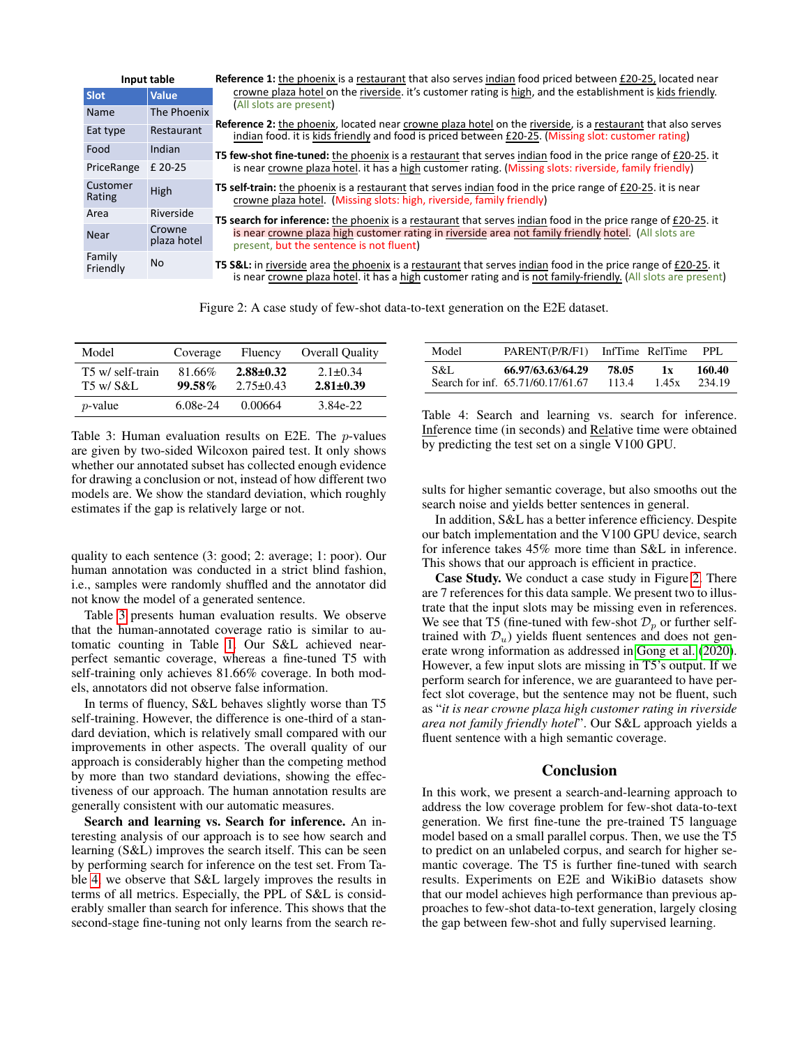**Input table**

| Slot | Value |
|---|---|
| Name | The Phoenix |
| Eat type | Restaurant |
| Food | Indian |
| PriceRange | £ 20-25 |
| Customer Rating | High |
| Area | Riverside |
| Near | Crowne plaza hotel |
| Family Friendly | No |

**Reference 1:** the phoenix is a restaurant that also serves indian food priced between £20-25, located near crowne plaza hotel on the riverside. it's customer rating is high, and the establishment is kids friendly. (All slots are present)

**Reference 2:** the phoenix, located near crowne plaza hotel on the riverside, is a restaurant that also serves indian food. it is kids friendly and food is priced between £20-25. (Missing slot: customer rating)

**T5 few-shot fine-tuned:** the phoenix is a restaurant that serves indian food in the price range of £20-25. it is near crowne plaza hotel. it has a high customer rating. (Missing slots: riverside, family friendly)

**T5 self-train:** the phoenix is a restaurant that serves indian food in the price range of £20-25. it is near crowne plaza hotel. (Missing slots: high, riverside, family friendly)

**T5 search for inference:** the phoenix is a restaurant that serves indian food in the price range of £20-25. it is near crowne plaza high customer rating in riverside area not family friendly hotel. (All slots are present, but the sentence is not fluent)

**T5 S&L:** in riverside area the phoenix is a restaurant that serves indian food in the price range of £20-25. it is near crowne plaza hotel. it has a high customer rating and is not family-friendly. (All slots are present)

Figure 2: A case study of few-shot data-to-text generation on the E2E dataset.

| Model | Coverage | Fluency | Overall Quality |
|---|---|---|---|
| T5 w/ self-train | 81.66% | **2.88±0.32** | 2.1±0.34 |
| T5 w/ S&L | **99.58%** | 2.75±0.43 | **2.81±0.39** |
| $p$-value | 6.08e-24 | 0.00664 | 3.84e-22 |

Table 3: Human evaluation results on E2E. The $p$-values are given by two-sided Wilcoxon paired test. It only shows whether our annotated subset has collected enough evidence for drawing a conclusion or not, instead of how different two models are. We show the standard deviation, which roughly estimates if the gap is relatively large or not.

quality to each sentence (3: good; 2: average; 1: poor). Our human annotation was conducted in a strict blind fashion, i.e., samples were randomly shuffled and the annotator did not know the model of a generated sentence.

Table 3 presents human evaluation results. We observe that the human-annotated coverage ratio is similar to automatic counting in Table 1. Our S&L achieved near-perfect semantic coverage, whereas a fine-tuned T5 with self-training only achieves 81.66% coverage. In both models, annotators did not observe false information.

In terms of fluency, S&L behaves slightly worse than T5 self-training. However, the difference is one-third of a standard deviation, which is relatively small compared with our improvements in other aspects. The overall quality of our approach is considerably higher than the competing method by more than two standard deviations, showing the effectiveness of our approach. The human annotation results are generally consistent with our automatic measures.

**Search and learning vs. Search for inference.** An interesting analysis of our approach is to see how search and learning (S&L) improves the search itself. This can be seen by performing search for inference on the test set. From Table 4, we observe that S&L largely improves the results in terms of all metrics. Especially, the PPL of S&L is considerably smaller than search for inference. This shows that the second-stage fine-tuning not only learns from the search results for higher semantic coverage, but also smooths out the search noise and yields better sentences in general.

| Model | PARENT(P/R/F1) | InfTime | RelTime | PPL |
|---|---|---|---|---|
| S&L | **66.97/63.63/64.29** | **78.05** | **1x** | **160.40** |
| Search for inf. | 65.71/60.17/61.67 | 113.4 | 1.45x | 234.19 |

Table 4: Search and learning vs. search for inference. Inference time (in seconds) and Relative time were obtained by predicting the test set on a single V100 GPU.

In addition, S&L has a better inference efficiency. Despite our batch implementation and the V100 GPU device, search for inference takes 45% more time than S&L in inference. This shows that our approach is efficient in practice.

**Case Study.** We conduct a case study in Figure 2. There are 7 references for this data sample. We present two to illustrate that the input slots may be missing even in references. We see that T5 (fine-tuned with few-shot $\mathcal{D}_p$ or further self-trained with $\mathcal{D}_u$) yields fluent sentences and does not generate wrong information as addressed in Gong et al. (2020). However, a few input slots are missing in T5's output. If we perform search for inference, we are guaranteed to have perfect slot coverage, but the sentence may not be fluent, such as "*it is near crowne plaza high customer rating in riverside area not family friendly hotel*". Our S&L approach yields a fluent sentence with a high semantic coverage.

## Conclusion

In this work, we present a search-and-learning approach to address the low coverage problem for few-shot data-to-text generation. We first fine-tune the pre-trained T5 language model based on a small parallel corpus. Then, we use the T5 to predict on an unlabeled corpus, and search for higher semantic coverage. The T5 is further fine-tuned with search results. Experiments on E2E and WikiBio datasets show that our model achieves high performance than previous approaches to few-shot data-to-text generation, largely closing the gap between few-shot and fully supervised learning.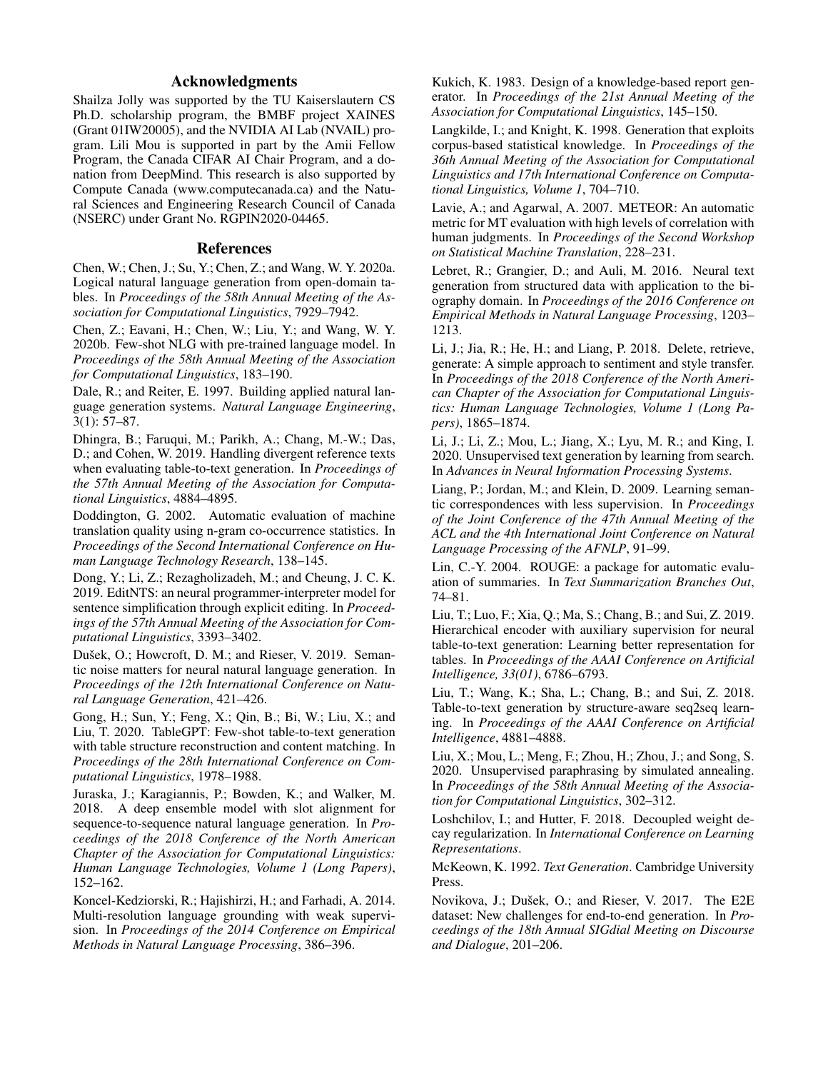## Acknowledgments

Shailza Jolly was supported by the TU Kaiserslautern CS Ph.D. scholarship program, the BMBF project XAINES (Grant 01IW20005), and the NVIDIA AI Lab (NVAIL) program. Lili Mou is supported in part by the Amii Fellow Program, the Canada CIFAR AI Chair Program, and a donation from DeepMind. This research is also supported by Compute Canada (www.computecanada.ca) and the Natural Sciences and Engineering Research Council of Canada (NSERC) under Grant No. RGPIN2020-04465.

## References

Chen, W.; Chen, J.; Su, Y.; Chen, Z.; and Wang, W. Y. 2020a. Logical natural language generation from open-domain tables. In *Proceedings of the 58th Annual Meeting of the Association for Computational Linguistics*, 7929–7942.

Chen, Z.; Eavani, H.; Chen, W.; Liu, Y.; and Wang, W. Y. 2020b. Few-shot NLG with pre-trained language model. In *Proceedings of the 58th Annual Meeting of the Association for Computational Linguistics*, 183–190.

Dale, R.; and Reiter, E. 1997. Building applied natural language generation systems. *Natural Language Engineering*, 3(1): 57–87.

Dhingra, B.; Faruqui, M.; Parikh, A.; Chang, M.-W.; Das, D.; and Cohen, W. 2019. Handling divergent reference texts when evaluating table-to-text generation. In *Proceedings of the 57th Annual Meeting of the Association for Computational Linguistics*, 4884–4895.

Doddington, G. 2002. Automatic evaluation of machine translation quality using n-gram co-occurrence statistics. In *Proceedings of the Second International Conference on Human Language Technology Research*, 138–145.

Dong, Y.; Li, Z.; Rezagholizadeh, M.; and Cheung, J. C. K. 2019. EditNTS: an neural programmer-interpreter model for sentence simplification through explicit editing. In *Proceedings of the 57th Annual Meeting of the Association for Computational Linguistics*, 3393–3402.

Dušek, O.; Howcroft, D. M.; and Rieser, V. 2019. Semantic noise matters for neural natural language generation. In *Proceedings of the 12th International Conference on Natural Language Generation*, 421–426.

Gong, H.; Sun, Y.; Feng, X.; Qin, B.; Bi, W.; Liu, X.; and Liu, T. 2020. TableGPT: Few-shot table-to-text generation with table structure reconstruction and content matching. In *Proceedings of the 28th International Conference on Computational Linguistics*, 1978–1988.

Juraska, J.; Karagiannis, P.; Bowden, K.; and Walker, M. 2018. A deep ensemble model with slot alignment for sequence-to-sequence natural language generation. In *Proceedings of the 2018 Conference of the North American Chapter of the Association for Computational Linguistics: Human Language Technologies, Volume 1 (Long Papers)*, 152–162.

Koncel-Kedziorski, R.; Hajishirzi, H.; and Farhadi, A. 2014. Multi-resolution language grounding with weak supervision. In *Proceedings of the 2014 Conference on Empirical Methods in Natural Language Processing*, 386–396.

Kukich, K. 1983. Design of a knowledge-based report generator. In *Proceedings of the 21st Annual Meeting of the Association for Computational Linguistics*, 145–150.

Langkilde, I.; and Knight, K. 1998. Generation that exploits corpus-based statistical knowledge. In *Proceedings of the 36th Annual Meeting of the Association for Computational Linguistics and 17th International Conference on Computational Linguistics, Volume 1*, 704–710.

Lavie, A.; and Agarwal, A. 2007. METEOR: An automatic metric for MT evaluation with high levels of correlation with human judgments. In *Proceedings of the Second Workshop on Statistical Machine Translation*, 228–231.

Lebret, R.; Grangier, D.; and Auli, M. 2016. Neural text generation from structured data with application to the biography domain. In *Proceedings of the 2016 Conference on Empirical Methods in Natural Language Processing*, 1203–1213.

Li, J.; Jia, R.; He, H.; and Liang, P. 2018. Delete, retrieve, generate: A simple approach to sentiment and style transfer. In *Proceedings of the 2018 Conference of the North American Chapter of the Association for Computational Linguistics: Human Language Technologies, Volume 1 (Long Papers)*, 1865–1874.

Li, J.; Li, Z.; Mou, L.; Jiang, X.; Lyu, M. R.; and King, I. 2020. Unsupervised text generation by learning from search. In *Advances in Neural Information Processing Systems*.

Liang, P.; Jordan, M.; and Klein, D. 2009. Learning semantic correspondences with less supervision. In *Proceedings of the Joint Conference of the 47th Annual Meeting of the ACL and the 4th International Joint Conference on Natural Language Processing of the AFNLP*, 91–99.

Lin, C.-Y. 2004. ROUGE: a package for automatic evaluation of summaries. In *Text Summarization Branches Out*, 74–81.

Liu, T.; Luo, F.; Xia, Q.; Ma, S.; Chang, B.; and Sui, Z. 2019. Hierarchical encoder with auxiliary supervision for neural table-to-text generation: Learning better representation for tables. In *Proceedings of the AAAI Conference on Artificial Intelligence, 33(01)*, 6786–6793.

Liu, T.; Wang, K.; Sha, L.; Chang, B.; and Sui, Z. 2018. Table-to-text generation by structure-aware seq2seq learning. In *Proceedings of the AAAI Conference on Artificial Intelligence*, 4881–4888.

Liu, X.; Mou, L.; Meng, F.; Zhou, H.; Zhou, J.; and Song, S. 2020. Unsupervised paraphrasing by simulated annealing. In *Proceedings of the 58th Annual Meeting of the Association for Computational Linguistics*, 302–312.

Loshchilov, I.; and Hutter, F. 2018. Decoupled weight decay regularization. In *International Conference on Learning Representations*.

McKeown, K. 1992. *Text Generation*. Cambridge University Press.

Novikova, J.; Dušek, O.; and Rieser, V. 2017. The E2E dataset: New challenges for end-to-end generation. In *Proceedings of the 18th Annual SIGdial Meeting on Discourse and Dialogue*, 201–206.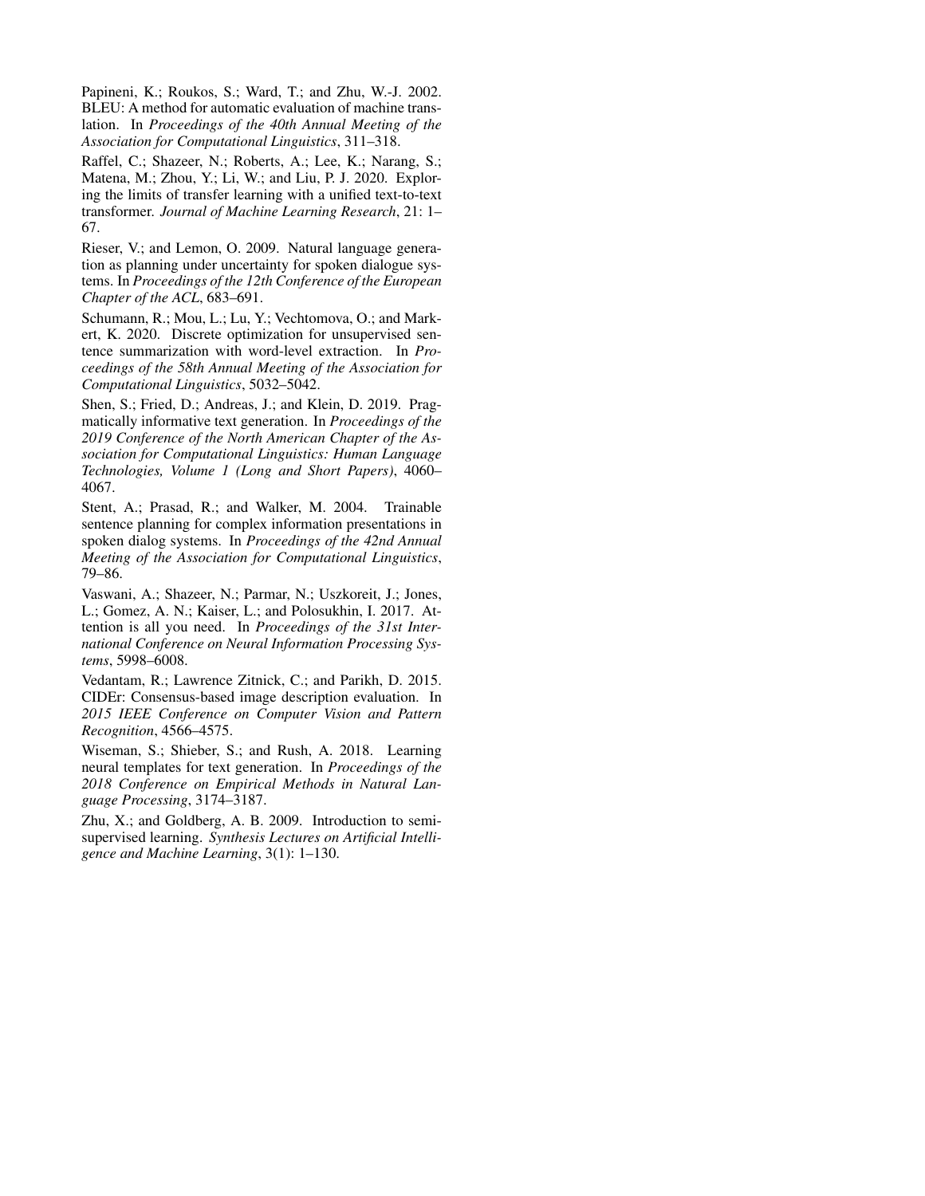Papineni, K.; Roukos, S.; Ward, T.; and Zhu, W.-J. 2002. BLEU: A method for automatic evaluation of machine translation. In *Proceedings of the 40th Annual Meeting of the Association for Computational Linguistics*, 311–318.

Raffel, C.; Shazeer, N.; Roberts, A.; Lee, K.; Narang, S.; Matena, M.; Zhou, Y.; Li, W.; and Liu, P. J. 2020. Exploring the limits of transfer learning with a unified text-to-text transformer. *Journal of Machine Learning Research*, 21: 1–67.

Rieser, V.; and Lemon, O. 2009. Natural language generation as planning under uncertainty for spoken dialogue systems. In *Proceedings of the 12th Conference of the European Chapter of the ACL*, 683–691.

Schumann, R.; Mou, L.; Lu, Y.; Vechtomova, O.; and Markert, K. 2020. Discrete optimization for unsupervised sentence summarization with word-level extraction. In *Proceedings of the 58th Annual Meeting of the Association for Computational Linguistics*, 5032–5042.

Shen, S.; Fried, D.; Andreas, J.; and Klein, D. 2019. Pragmatically informative text generation. In *Proceedings of the 2019 Conference of the North American Chapter of the Association for Computational Linguistics: Human Language Technologies, Volume 1 (Long and Short Papers)*, 4060–4067.

Stent, A.; Prasad, R.; and Walker, M. 2004. Trainable sentence planning for complex information presentations in spoken dialog systems. In *Proceedings of the 42nd Annual Meeting of the Association for Computational Linguistics*, 79–86.

Vaswani, A.; Shazeer, N.; Parmar, N.; Uszkoreit, J.; Jones, L.; Gomez, A. N.; Kaiser, L.; and Polosukhin, I. 2017. Attention is all you need. In *Proceedings of the 31st International Conference on Neural Information Processing Systems*, 5998–6008.

Vedantam, R.; Lawrence Zitnick, C.; and Parikh, D. 2015. CIDEr: Consensus-based image description evaluation. In *2015 IEEE Conference on Computer Vision and Pattern Recognition*, 4566–4575.

Wiseman, S.; Shieber, S.; and Rush, A. 2018. Learning neural templates for text generation. In *Proceedings of the 2018 Conference on Empirical Methods in Natural Language Processing*, 3174–3187.

Zhu, X.; and Goldberg, A. B. 2009. Introduction to semi-supervised learning. *Synthesis Lectures on Artificial Intelligence and Machine Learning*, 3(1): 1–130.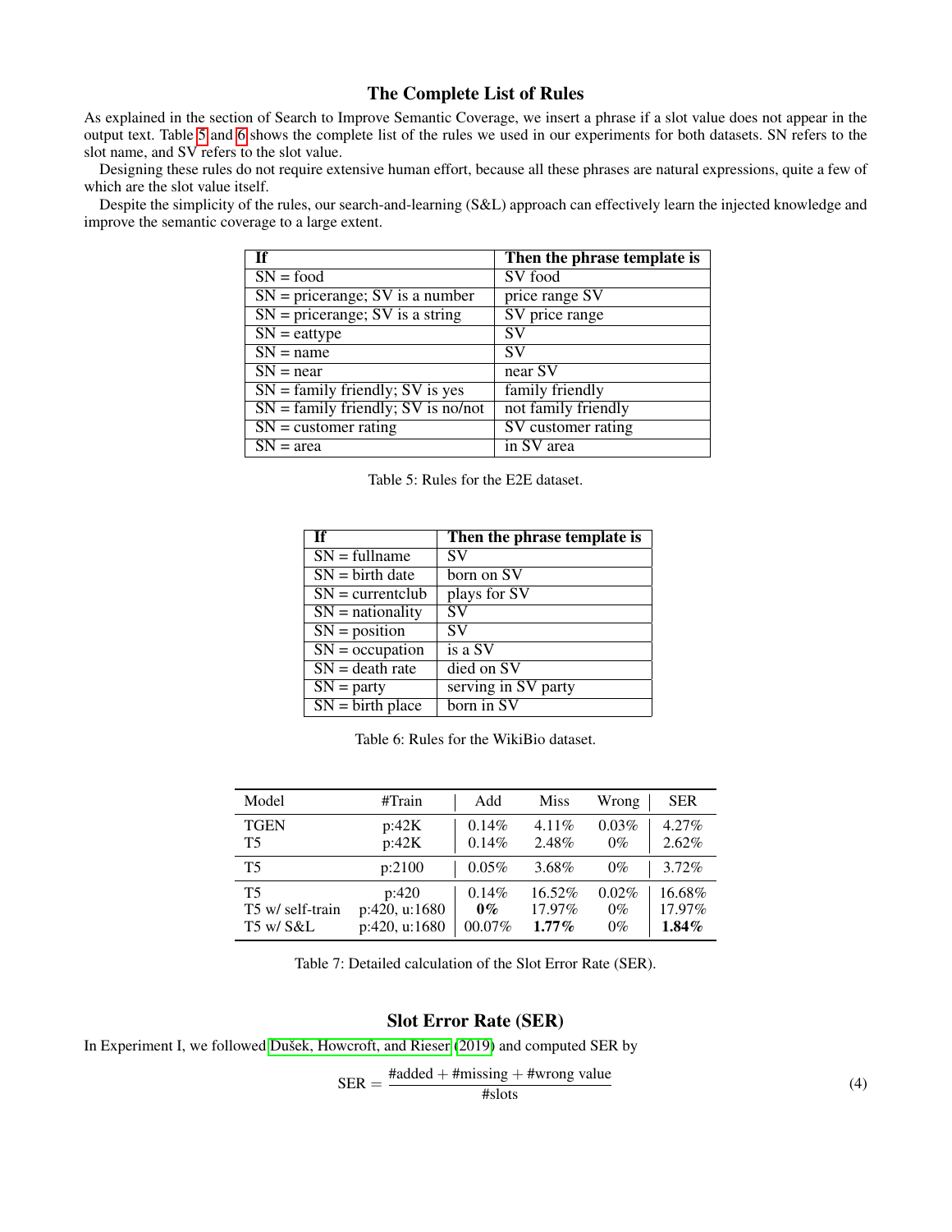## The Complete List of Rules

As explained in the section of Search to Improve Semantic Coverage, we insert a phrase if a slot value does not appear in the output text. Table 5 and 6 shows the complete list of the rules we used in our experiments for both datasets. SN refers to the slot name, and SV refers to the slot value.

Designing these rules do not require extensive human effort, because all these phrases are natural expressions, quite a few of which are the slot value itself.

Despite the simplicity of the rules, our search-and-learning (S&L) approach can effectively learn the injected knowledge and improve the semantic coverage to a large extent.

| If | Then the phrase template is |
|---|---|
| SN = food | SV food |
| SN = pricerange; SV is a number | price range SV |
| SN = pricerange; SV is a string | SV price range |
| SN = eattype | SV |
| SN = name | SV |
| SN = near | near SV |
| SN = family friendly; SV is yes | family friendly |
| SN = family friendly; SV is no/not | not family friendly |
| SN = customer rating | SV customer rating |
| SN = area | in SV area |

Table 5: Rules for the E2E dataset.

| If | Then the phrase template is |
|---|---|
| SN = fullname | SV |
| SN = birth date | born on SV |
| SN = currentclub | plays for SV |
| SN = nationality | SV |
| SN = position | SV |
| SN = occupation | is a SV |
| SN = death rate | died on SV |
| SN = party | serving in SV party |
| SN = birth place | born in SV |

Table 6: Rules for the WikiBio dataset.

| Model | #Train | Add | Miss | Wrong | SER |
|---|---|---|---|---|---|
| TGEN | p:42K | 0.14% | 4.11% | 0.03% | 4.27% |
| T5 | p:42K | 0.14% | 2.48% | 0% | 2.62% |
| T5 | p:2100 | 0.05% | 3.68% | 0% | 3.72% |
| T5 | p:420 | 0.14% | 16.52% | 0.02% | 16.68% |
| T5 w/ self-train | p:420, u:1680 | **0%** | 17.97% | 0% | 17.97% |
| T5 w/ S&L | p:420, u:1680 | 00.07% | **1.77%** | 0% | **1.84%** |

Table 7: Detailed calculation of the Slot Error Rate (SER).

## Slot Error Rate (SER)

In Experiment I, we followed Dušek, Howcroft, and Rieser (2019) and computed SER by

$$\text{SER} = \frac{\#\text{added} + \#\text{missing} + \#\text{wrong value}}{\#\text{slots}} \tag{4}$$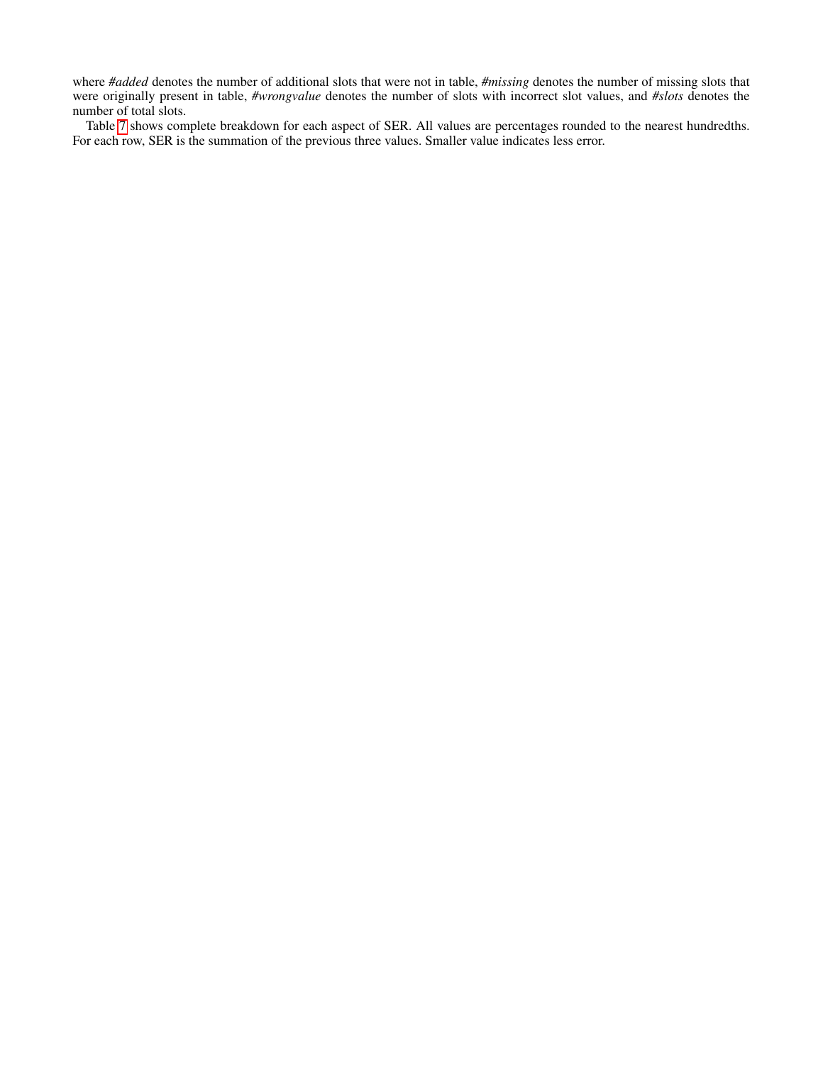where *#added* denotes the number of additional slots that were not in table, *#missing* denotes the number of missing slots that were originally present in table, *#wrongvalue* denotes the number of slots with incorrect slot values, and *#slots* denotes the number of total slots.

Table 7 shows complete breakdown for each aspect of SER. All values are percentages rounded to the nearest hundredths. For each row, SER is the summation of the previous three values. Smaller value indicates less error.